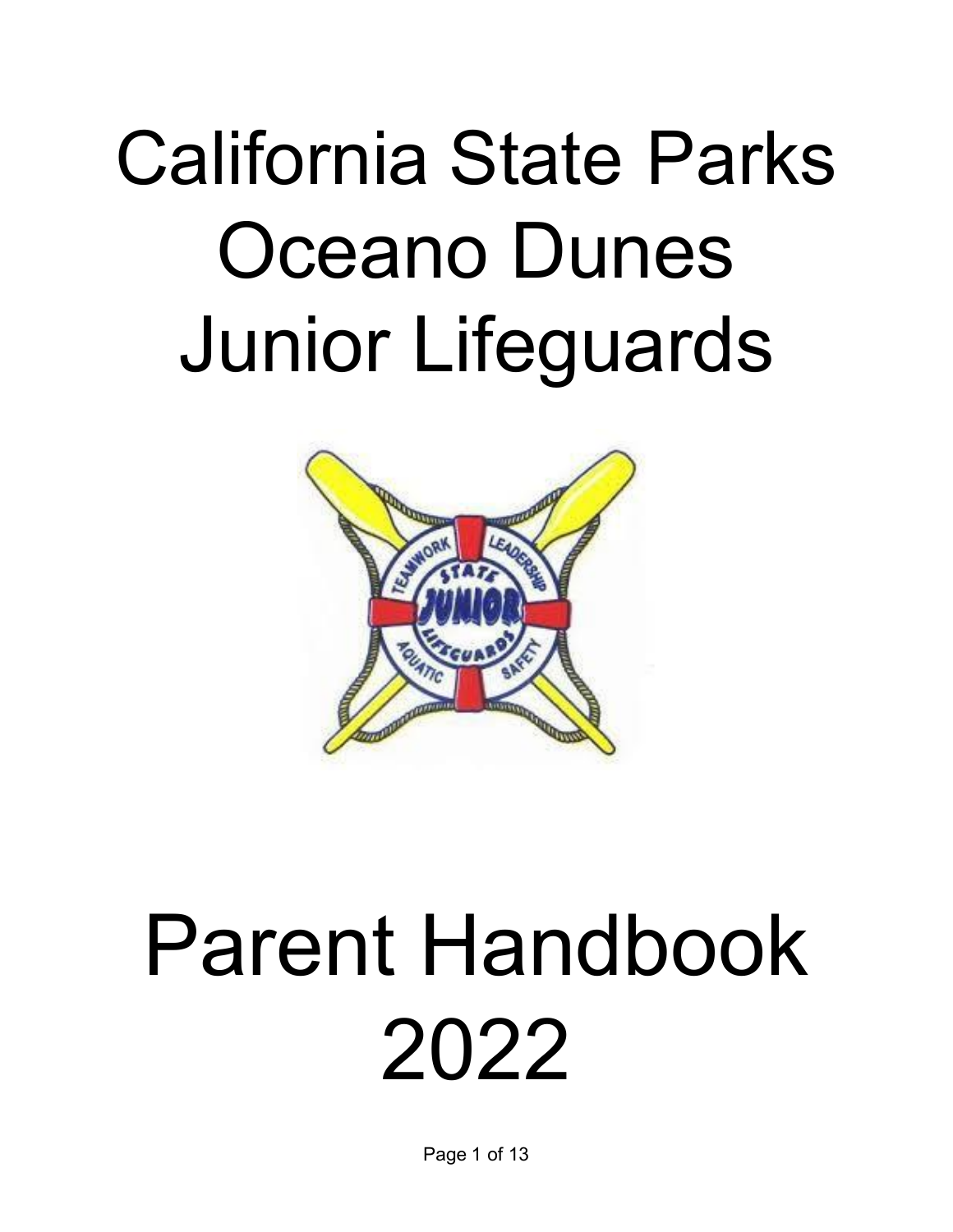# California State Parks Oceano Dunes Junior Lifeguards

# Parent Handbook 2022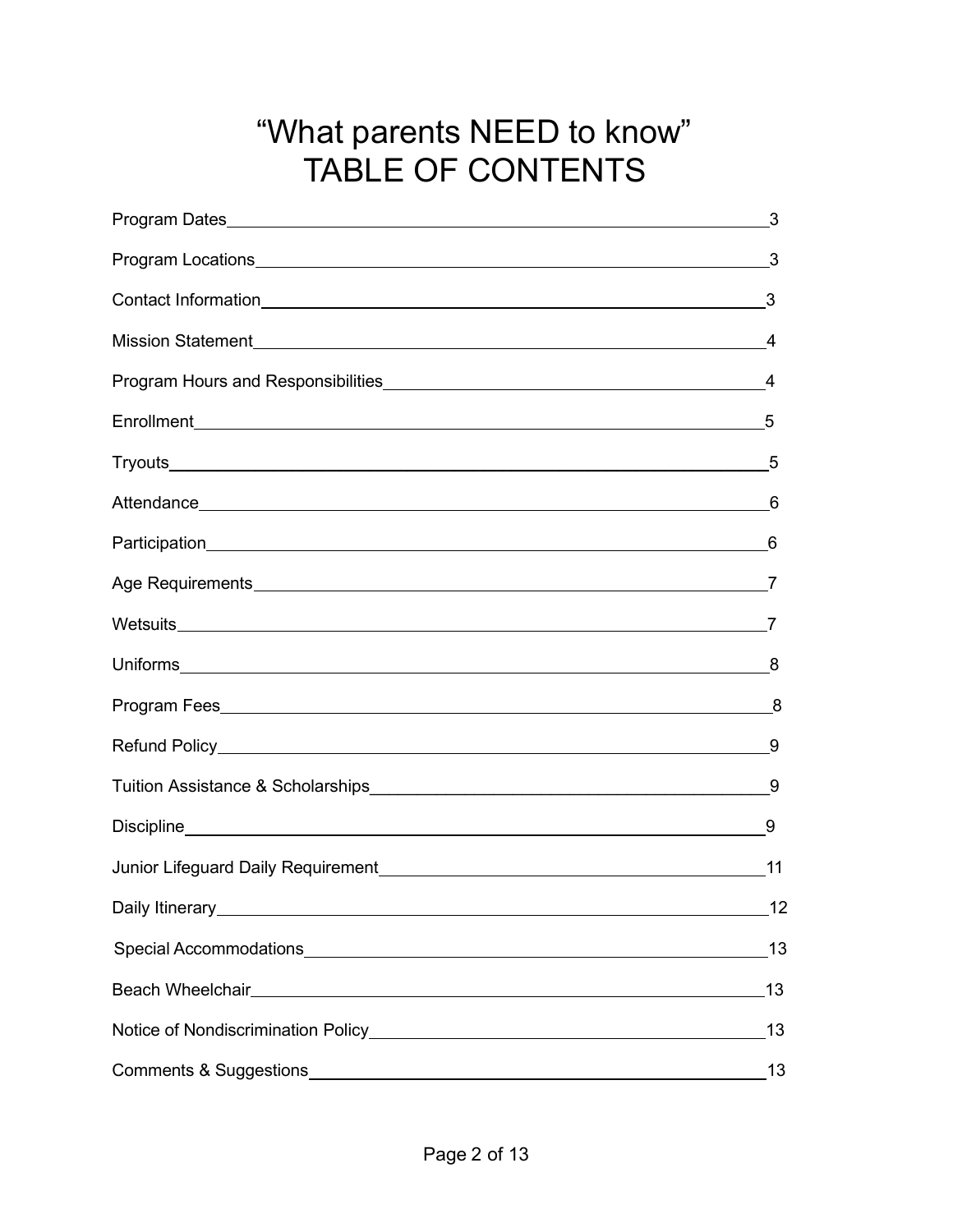# "What parents NEED to know" TABLE OF CONTENTS

| Section | Page |
|---|---|
| Program Dates | 3 |
| Program Locations | 3 |
| Contact Information | 3 |
| Mission Statement | 4 |
| Program Hours and Responsibilities | 4 |
| Enrollment | 5 |
| Tryouts | 5 |
| Attendance | 6 |
| Participation | 6 |
| Age Requirements | 7 |
| Wetsuits | 7 |
| Uniforms | 8 |
| Program Fees | 8 |
| Refund Policy | 9 |
| Tuition Assistance & Scholarships | 9 |
| Discipline | 9 |
| Junior Lifeguard Daily Requirement | 11 |
| Daily Itinerary | 12 |
| Special Accommodations | 13 |
| Beach Wheelchair | 13 |
| Notice of Nondiscrimination Policy | 13 |
| Comments & Suggestions | 13 |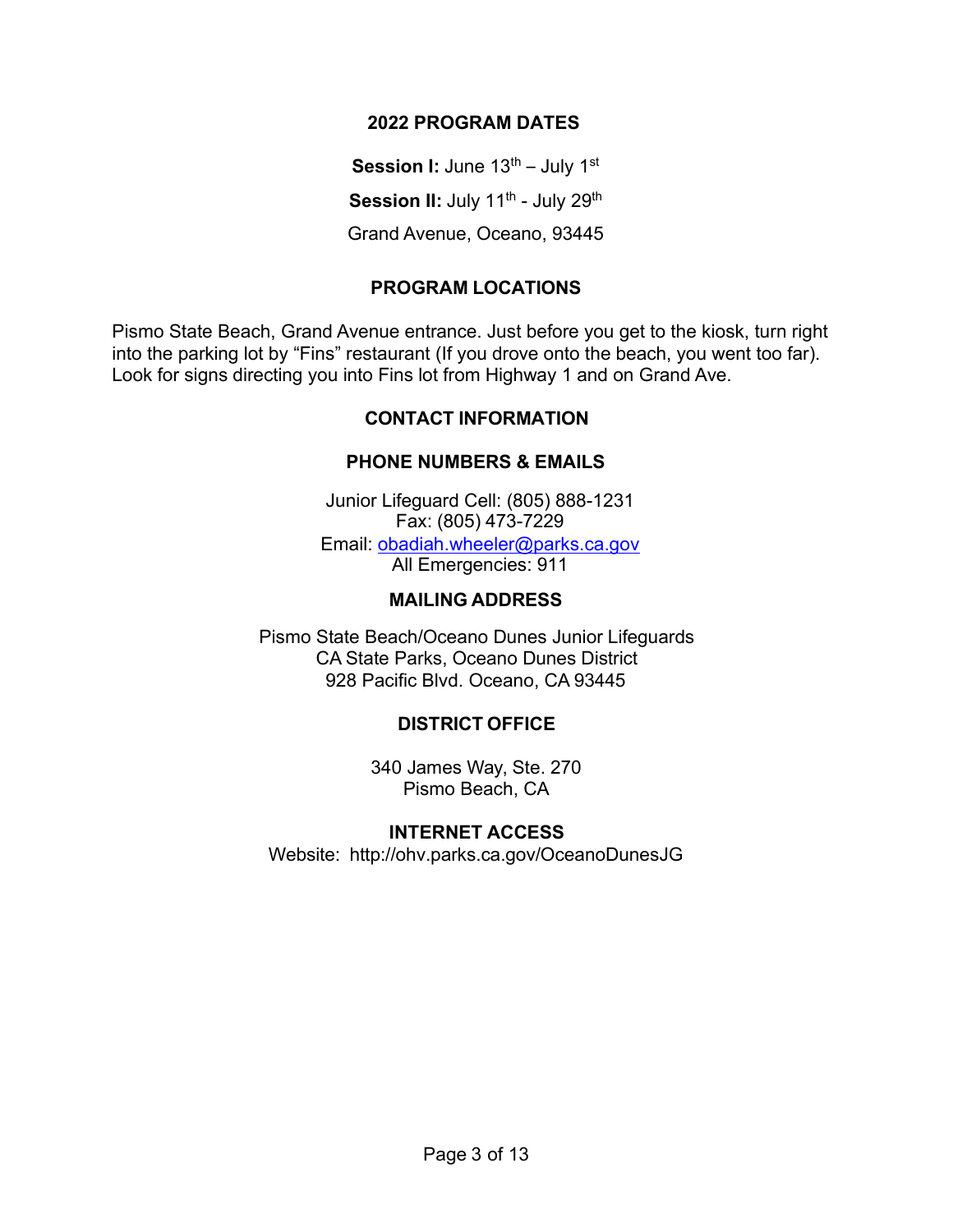## 2022 PROGRAM DATES

**Session I:** June 13th – July 1st

**Session II:** July 11th - July 29th

Grand Avenue, Oceano, 93445

## PROGRAM LOCATIONS

Pismo State Beach, Grand Avenue entrance. Just before you get to the kiosk, turn right into the parking lot by "Fins" restaurant (If you drove onto the beach, you went too far). Look for signs directing you into Fins lot from Highway 1 and on Grand Ave.

## CONTACT INFORMATION

### PHONE NUMBERS & EMAILS

Junior Lifeguard Cell: (805) 888-1231
Fax: (805) 473-7229
Email: obadiah.wheeler@parks.ca.gov
All Emergencies: 911

### MAILING ADDRESS

Pismo State Beach/Oceano Dunes Junior Lifeguards
CA State Parks, Oceano Dunes District
928 Pacific Blvd. Oceano, CA 93445

### DISTRICT OFFICE

340 James Way, Ste. 270
Pismo Beach, CA

### INTERNET ACCESS

Website: http://ohv.parks.ca.gov/OceanoDunesJG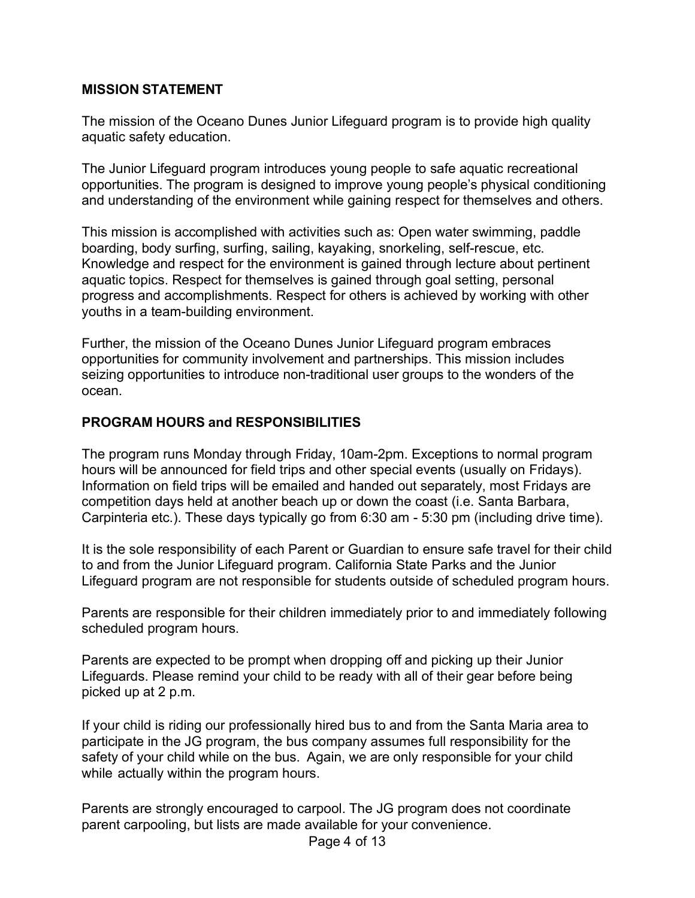## MISSION STATEMENT

The mission of the Oceano Dunes Junior Lifeguard program is to provide high quality aquatic safety education.

The Junior Lifeguard program introduces young people to safe aquatic recreational opportunities. The program is designed to improve young people's physical conditioning and understanding of the environment while gaining respect for themselves and others.

This mission is accomplished with activities such as: Open water swimming, paddle boarding, body surfing, surfing, sailing, kayaking, snorkeling, self-rescue, etc. Knowledge and respect for the environment is gained through lecture about pertinent aquatic topics. Respect for themselves is gained through goal setting, personal progress and accomplishments. Respect for others is achieved by working with other youths in a team-building environment.

Further, the mission of the Oceano Dunes Junior Lifeguard program embraces opportunities for community involvement and partnerships. This mission includes seizing opportunities to introduce non-traditional user groups to the wonders of the ocean.

## PROGRAM HOURS and RESPONSIBILITIES

The program runs Monday through Friday, 10am-2pm. Exceptions to normal program hours will be announced for field trips and other special events (usually on Fridays). Information on field trips will be emailed and handed out separately, most Fridays are competition days held at another beach up or down the coast (i.e. Santa Barbara, Carpinteria etc.). These days typically go from 6:30 am - 5:30 pm (including drive time).

It is the sole responsibility of each Parent or Guardian to ensure safe travel for their child to and from the Junior Lifeguard program. California State Parks and the Junior Lifeguard program are not responsible for students outside of scheduled program hours.

Parents are responsible for their children immediately prior to and immediately following scheduled program hours.

Parents are expected to be prompt when dropping off and picking up their Junior Lifeguards. Please remind your child to be ready with all of their gear before being picked up at 2 p.m.

If your child is riding our professionally hired bus to and from the Santa Maria area to participate in the JG program, the bus company assumes full responsibility for the safety of your child while on the bus. Again, we are only responsible for your child while actually within the program hours.

Parents are strongly encouraged to carpool. The JG program does not coordinate parent carpooling, but lists are made available for your convenience.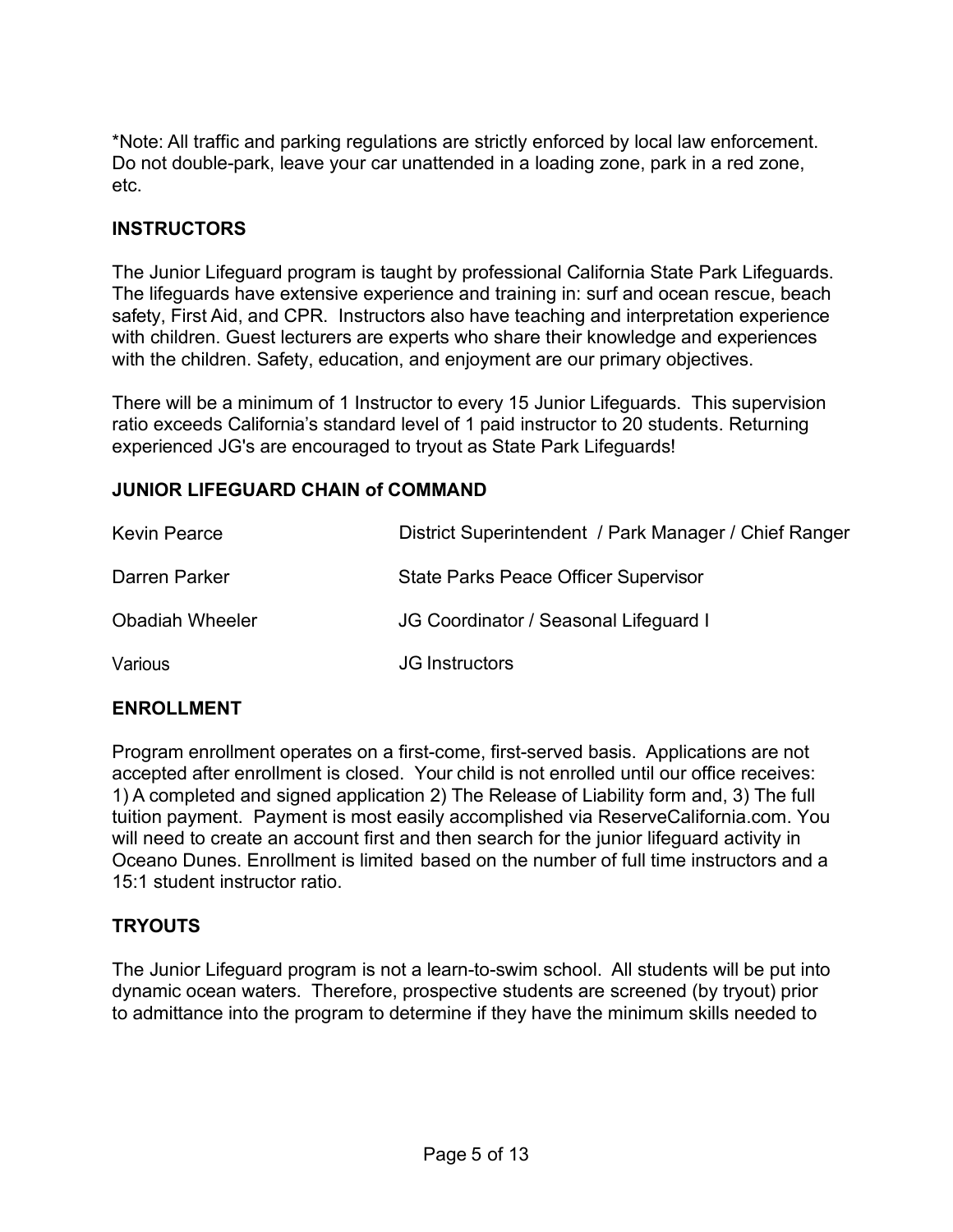*Note: All traffic and parking regulations are strictly enforced by local law enforcement. Do not double-park, leave your car unattended in a loading zone, park in a red zone, etc.

## INSTRUCTORS

The Junior Lifeguard program is taught by professional California State Park Lifeguards. The lifeguards have extensive experience and training in: surf and ocean rescue, beach safety, First Aid, and CPR. Instructors also have teaching and interpretation experience with children. Guest lecturers are experts who share their knowledge and experiences with the children. Safety, education, and enjoyment are our primary objectives.

There will be a minimum of 1 Instructor to every 15 Junior Lifeguards. This supervision ratio exceeds California's standard level of 1 paid instructor to 20 students. Returning experienced JG's are encouraged to tryout as State Park Lifeguards!

## JUNIOR LIFEGUARD CHAIN of COMMAND

| | |
|---|---|
| Kevin Pearce | District Superintendent / Park Manager / Chief Ranger |
| Darren Parker | State Parks Peace Officer Supervisor |
| Obadiah Wheeler | JG Coordinator / Seasonal Lifeguard I |
| Various | JG Instructors |

## ENROLLMENT

Program enrollment operates on a first-come, first-served basis. Applications are not accepted after enrollment is closed. Your child is not enrolled until our office receives: 1) A completed and signed application 2) The Release of Liability form and, 3) The full tuition payment. Payment is most easily accomplished via ReserveCalifornia.com. You will need to create an account first and then search for the junior lifeguard activity in Oceano Dunes. Enrollment is limited based on the number of full time instructors and a 15:1 student instructor ratio.

## TRYOUTS

The Junior Lifeguard program is not a learn-to-swim school. All students will be put into dynamic ocean waters. Therefore, prospective students are screened (by tryout) prior to admittance into the program to determine if they have the minimum skills needed to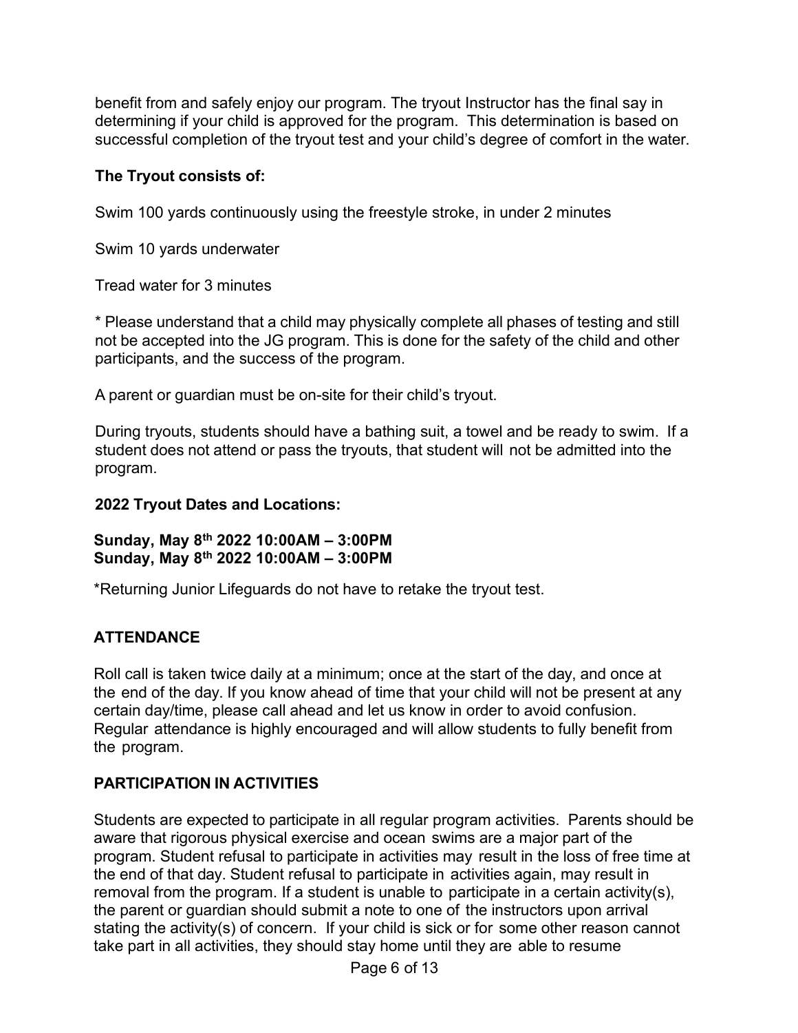benefit from and safely enjoy our program. The tryout Instructor has the final say in determining if your child is approved for the program. This determination is based on successful completion of the tryout test and your child's degree of comfort in the water.

**The Tryout consists of:**

Swim 100 yards continuously using the freestyle stroke, in under 2 minutes

Swim 10 yards underwater

Tread water for 3 minutes

* Please understand that a child may physically complete all phases of testing and still not be accepted into the JG program. This is done for the safety of the child and other participants, and the success of the program.

A parent or guardian must be on-site for their child's tryout.

During tryouts, students should have a bathing suit, a towel and be ready to swim. If a student does not attend or pass the tryouts, that student will not be admitted into the program.

**2022 Tryout Dates and Locations:**

**Sunday, May 8th 2022 10:00AM – 3:00PM**
**Sunday, May 8th 2022 10:00AM – 3:00PM**

*Returning Junior Lifeguards do not have to retake the tryout test.

## ATTENDANCE

Roll call is taken twice daily at a minimum; once at the start of the day, and once at the end of the day. If you know ahead of time that your child will not be present at any certain day/time, please call ahead and let us know in order to avoid confusion. Regular attendance is highly encouraged and will allow students to fully benefit from the program.

## PARTICIPATION IN ACTIVITIES

Students are expected to participate in all regular program activities. Parents should be aware that rigorous physical exercise and ocean swims are a major part of the program. Student refusal to participate in activities may result in the loss of free time at the end of that day. Student refusal to participate in activities again, may result in removal from the program. If a student is unable to participate in a certain activity(s), the parent or guardian should submit a note to one of the instructors upon arrival stating the activity(s) of concern. If your child is sick or for some other reason cannot take part in all activities, they should stay home until they are able to resume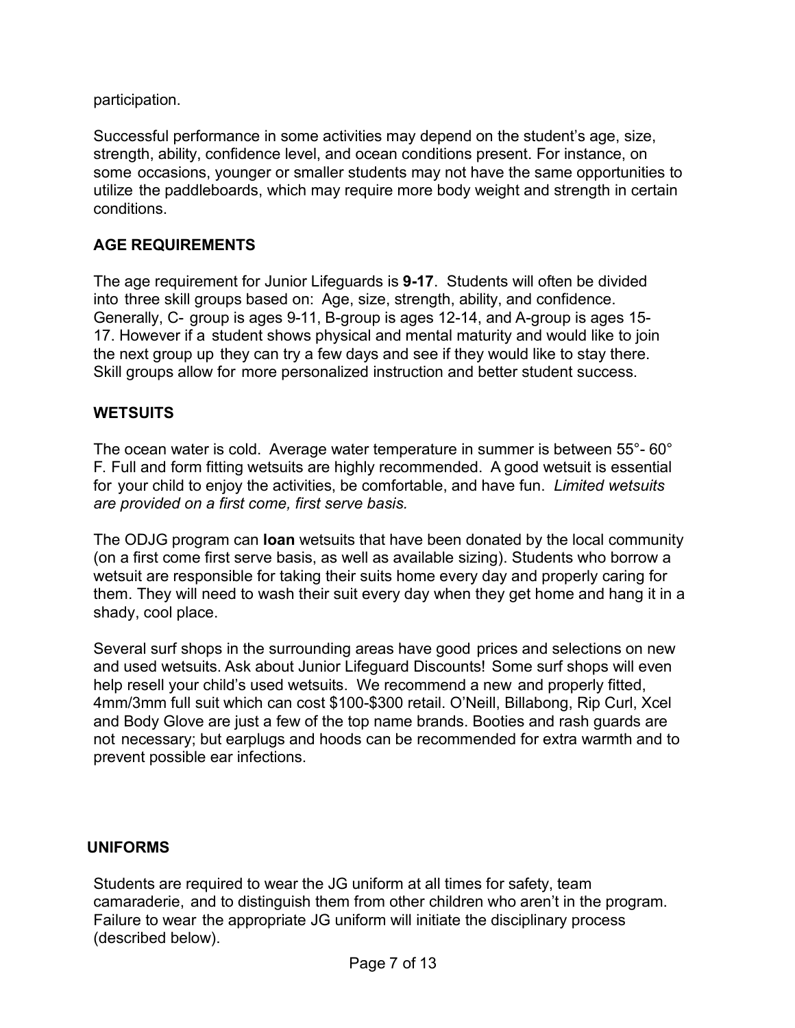participation.

Successful performance in some activities may depend on the student's age, size, strength, ability, confidence level, and ocean conditions present. For instance, on some occasions, younger or smaller students may not have the same opportunities to utilize the paddleboards, which may require more body weight and strength in certain conditions.

## AGE REQUIREMENTS

The age requirement for Junior Lifeguards is **9-17**. Students will often be divided into three skill groups based on: Age, size, strength, ability, and confidence. Generally, C- group is ages 9-11, B-group is ages 12-14, and A-group is ages 15-17. However if a student shows physical and mental maturity and would like to join the next group up they can try a few days and see if they would like to stay there. Skill groups allow for more personalized instruction and better student success.

## WETSUITS

The ocean water is cold. Average water temperature in summer is between 55°- 60° F. Full and form fitting wetsuits are highly recommended. A good wetsuit is essential for your child to enjoy the activities, be comfortable, and have fun. *Limited wetsuits are provided on a first come, first serve basis.*

The ODJG program can **loan** wetsuits that have been donated by the local community (on a first come first serve basis, as well as available sizing). Students who borrow a wetsuit are responsible for taking their suits home every day and properly caring for them. They will need to wash their suit every day when they get home and hang it in a shady, cool place.

Several surf shops in the surrounding areas have good prices and selections on new and used wetsuits. Ask about Junior Lifeguard Discounts! Some surf shops will even help resell your child's used wetsuits. We recommend a new and properly fitted, 4mm/3mm full suit which can cost $100-$300 retail. O'Neill, Billabong, Rip Curl, Xcel and Body Glove are just a few of the top name brands. Booties and rash guards are not necessary; but earplugs and hoods can be recommended for extra warmth and to prevent possible ear infections.

## UNIFORMS

Students are required to wear the JG uniform at all times for safety, team camaraderie, and to distinguish them from other children who aren't in the program. Failure to wear the appropriate JG uniform will initiate the disciplinary process (described below).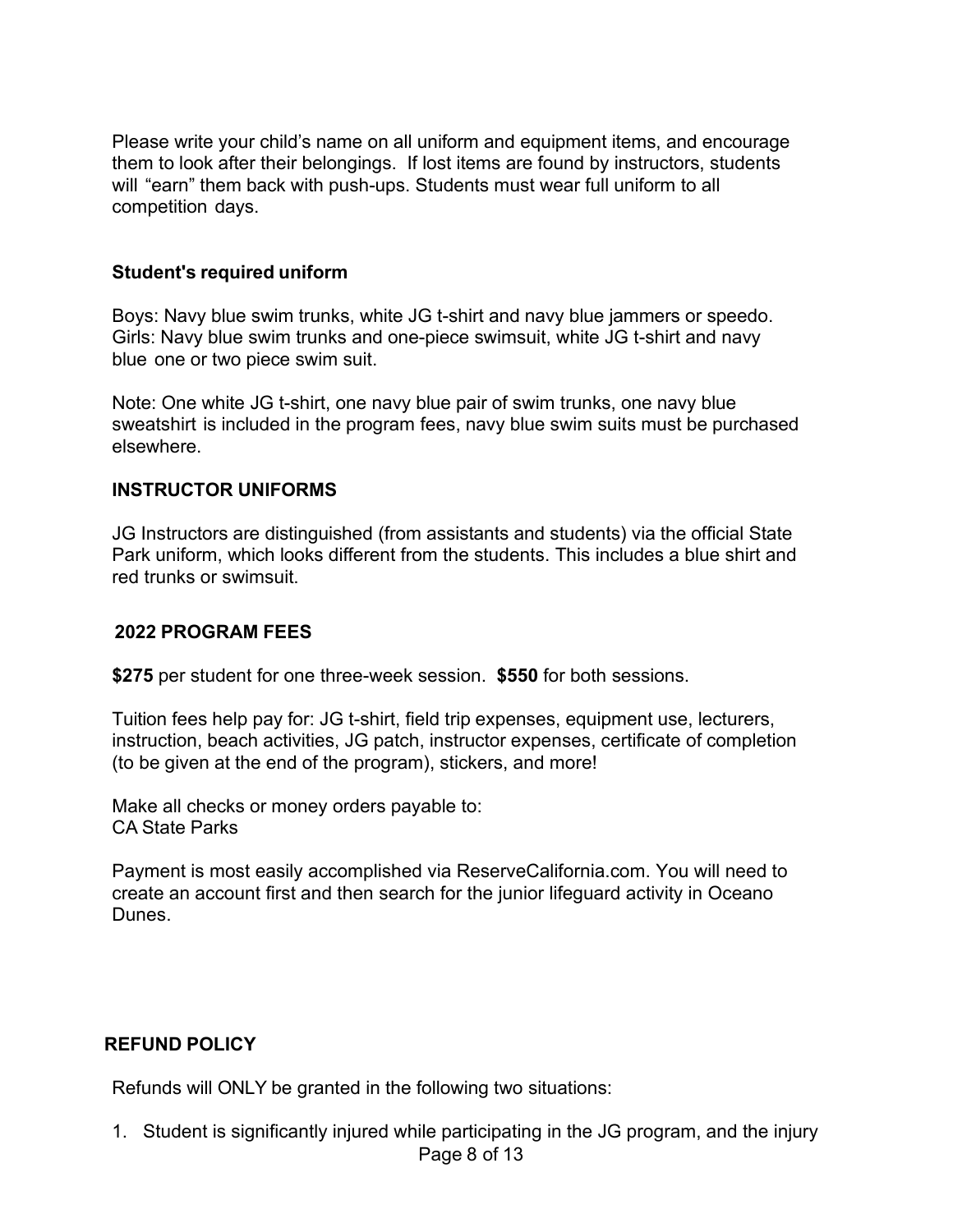Please write your child's name on all uniform and equipment items, and encourage them to look after their belongings. If lost items are found by instructors, students will "earn" them back with push-ups. Students must wear full uniform to all competition days.

### Student's required uniform

Boys: Navy blue swim trunks, white JG t-shirt and navy blue jammers or speedo.
Girls: Navy blue swim trunks and one-piece swimsuit, white JG t-shirt and navy blue one or two piece swim suit.

Note: One white JG t-shirt, one navy blue pair of swim trunks, one navy blue sweatshirt is included in the program fees, navy blue swim suits must be purchased elsewhere.

### INSTRUCTOR UNIFORMS

JG Instructors are distinguished (from assistants and students) via the official State Park uniform, which looks different from the students. This includes a blue shirt and red trunks or swimsuit.

### 2022 PROGRAM FEES

**$275** per student for one three-week session. **$550** for both sessions.

Tuition fees help pay for: JG t-shirt, field trip expenses, equipment use, lecturers, instruction, beach activities, JG patch, instructor expenses, certificate of completion (to be given at the end of the program), stickers, and more!

Make all checks or money orders payable to:
CA State Parks

Payment is most easily accomplished via ReserveCalifornia.com. You will need to create an account first and then search for the junior lifeguard activity in Oceano Dunes.

### REFUND POLICY

Refunds will ONLY be granted in the following two situations:

1. Student is significantly injured while participating in the JG program, and the injury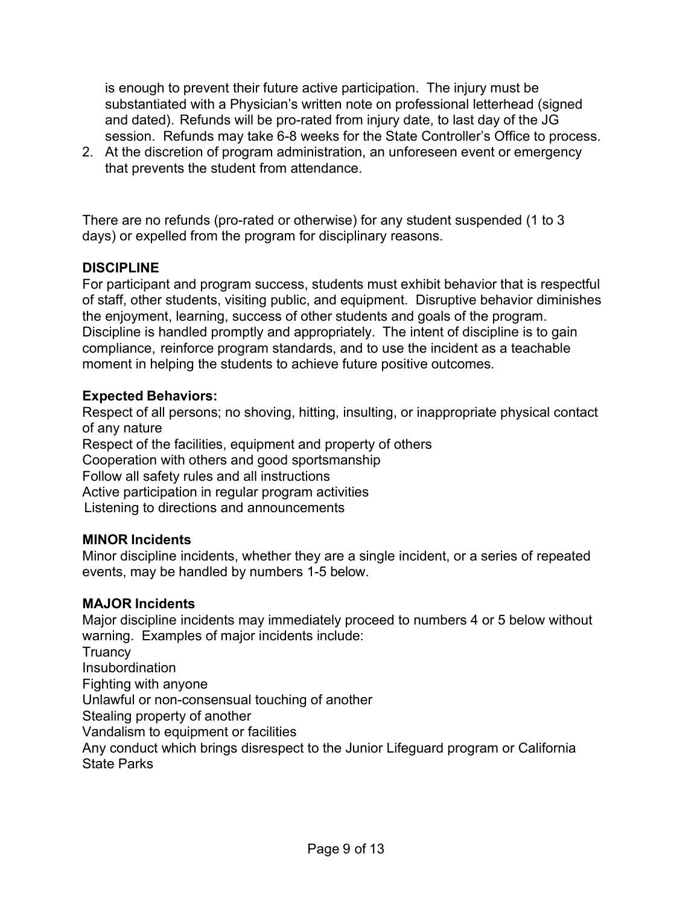is enough to prevent their future active participation. The injury must be substantiated with a Physician's written note on professional letterhead (signed and dated). Refunds will be pro-rated from injury date, to last day of the JG session. Refunds may take 6-8 weeks for the State Controller's Office to process.

2. At the discretion of program administration, an unforeseen event or emergency that prevents the student from attendance.

There are no refunds (pro-rated or otherwise) for any student suspended (1 to 3 days) or expelled from the program for disciplinary reasons.

**DISCIPLINE**

For participant and program success, students must exhibit behavior that is respectful of staff, other students, visiting public, and equipment. Disruptive behavior diminishes the enjoyment, learning, success of other students and goals of the program. Discipline is handled promptly and appropriately. The intent of discipline is to gain compliance, reinforce program standards, and to use the incident as a teachable moment in helping the students to achieve future positive outcomes.

**Expected Behaviors:**

Respect of all persons; no shoving, hitting, insulting, or inappropriate physical contact of any nature
Respect of the facilities, equipment and property of others
Cooperation with others and good sportsmanship
Follow all safety rules and all instructions
Active participation in regular program activities
Listening to directions and announcements

**MINOR Incidents**

Minor discipline incidents, whether they are a single incident, or a series of repeated events, may be handled by numbers 1-5 below.

**MAJOR Incidents**

Major discipline incidents may immediately proceed to numbers 4 or 5 below without warning. Examples of major incidents include:
Truancy
Insubordination
Fighting with anyone
Unlawful or non-consensual touching of another
Stealing property of another
Vandalism to equipment or facilities
Any conduct which brings disrespect to the Junior Lifeguard program or California State Parks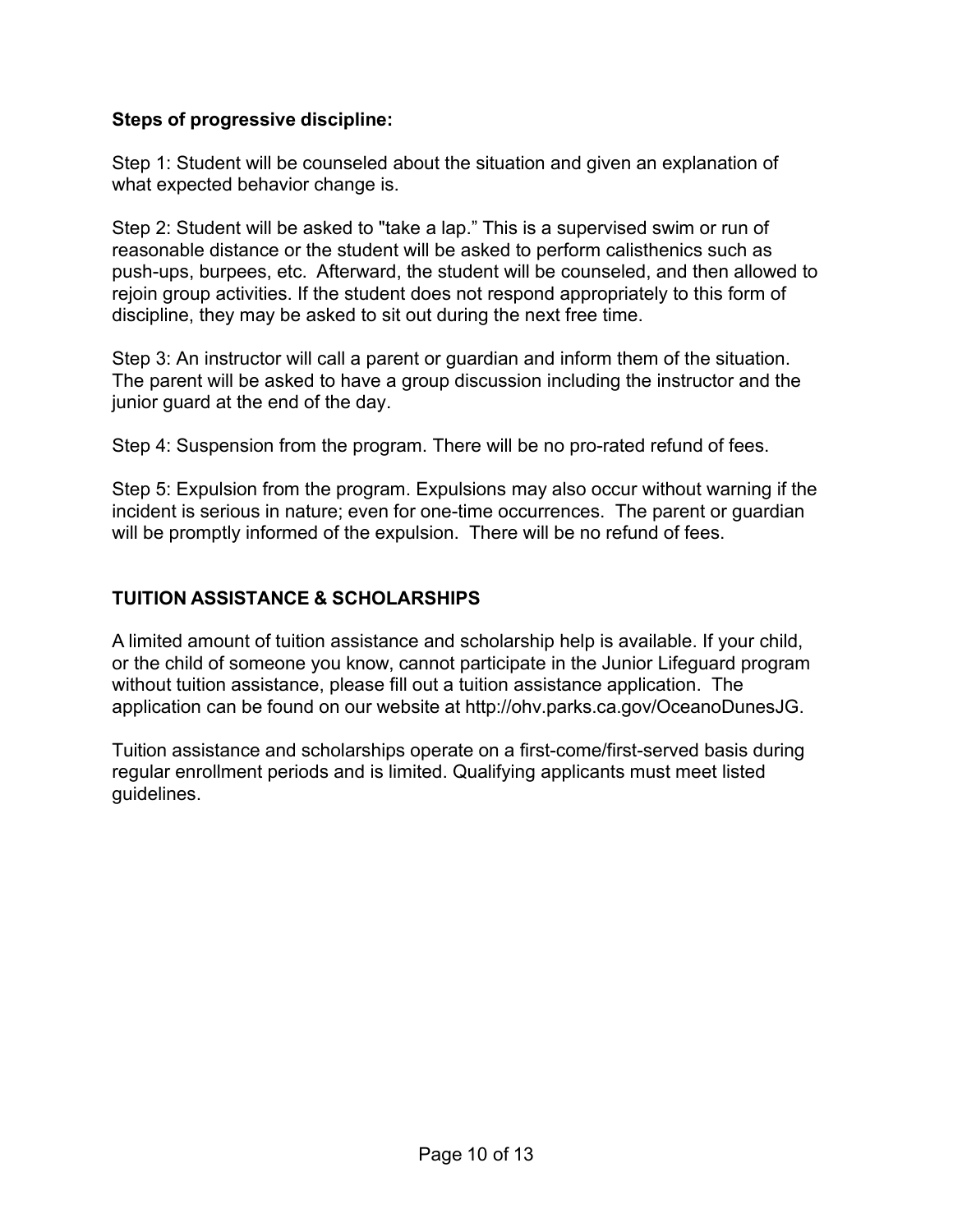**Steps of progressive discipline:**

Step 1: Student will be counseled about the situation and given an explanation of what expected behavior change is.

Step 2: Student will be asked to "take a lap." This is a supervised swim or run of reasonable distance or the student will be asked to perform calisthenics such as push-ups, burpees, etc. Afterward, the student will be counseled, and then allowed to rejoin group activities. If the student does not respond appropriately to this form of discipline, they may be asked to sit out during the next free time.

Step 3: An instructor will call a parent or guardian and inform them of the situation. The parent will be asked to have a group discussion including the instructor and the junior guard at the end of the day.

Step 4: Suspension from the program. There will be no pro-rated refund of fees.

Step 5: Expulsion from the program. Expulsions may also occur without warning if the incident is serious in nature; even for one-time occurrences. The parent or guardian will be promptly informed of the expulsion. There will be no refund of fees.

## TUITION ASSISTANCE & SCHOLARSHIPS

A limited amount of tuition assistance and scholarship help is available. If your child, or the child of someone you know, cannot participate in the Junior Lifeguard program without tuition assistance, please fill out a tuition assistance application. The application can be found on our website at http://ohv.parks.ca.gov/OceanoDunesJG.

Tuition assistance and scholarships operate on a first-come/first-served basis during regular enrollment periods and is limited. Qualifying applicants must meet listed guidelines.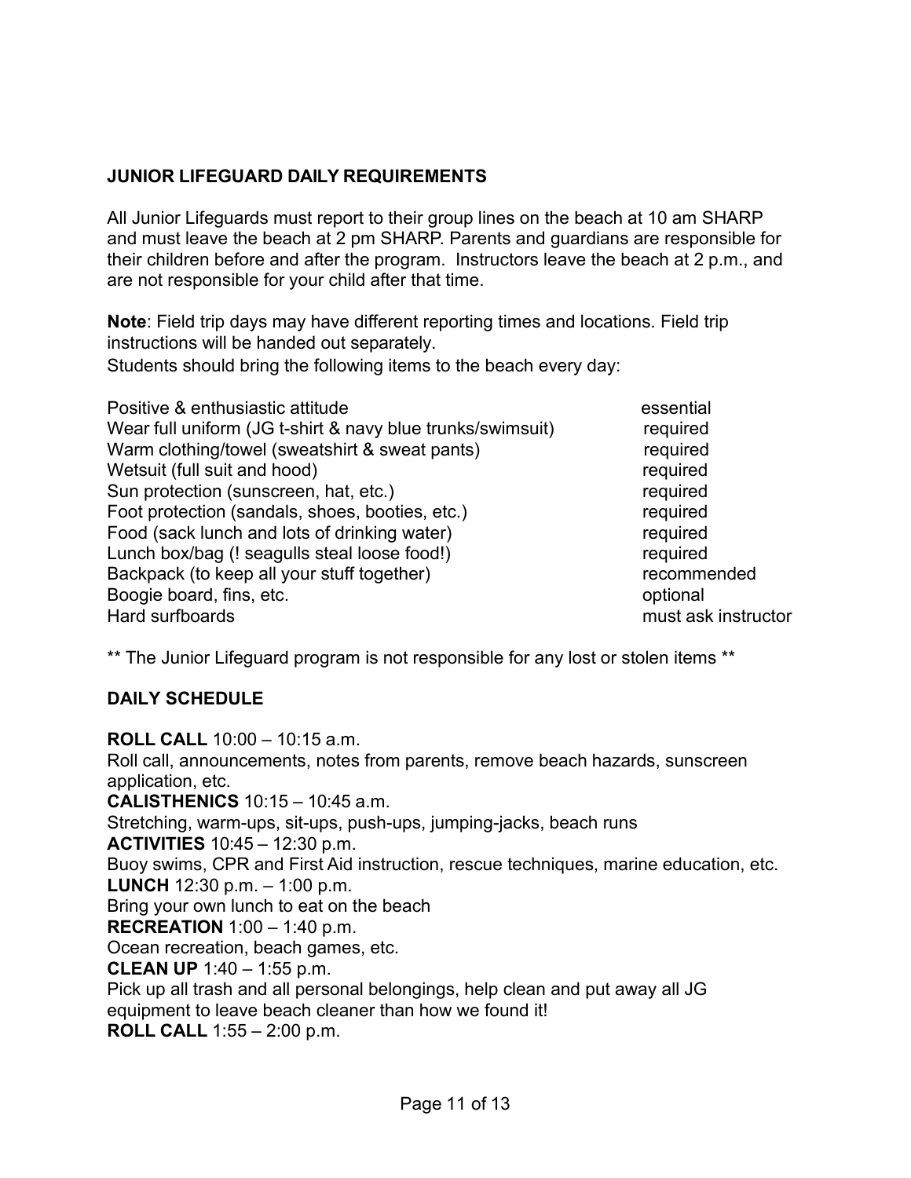## JUNIOR LIFEGUARD DAILY REQUIREMENTS

All Junior Lifeguards must report to their group lines on the beach at 10 am SHARP and must leave the beach at 2 pm SHARP. Parents and guardians are responsible for their children before and after the program. Instructors leave the beach at 2 p.m., and are not responsible for your child after that time.

**Note**: Field trip days may have different reporting times and locations. Field trip instructions will be handed out separately.

Students should bring the following items to the beach every day:

| Item | |
|---|---|
| Positive & enthusiastic attitude | essential |
| Wear full uniform (JG t-shirt & navy blue trunks/swimsuit) | required |
| Warm clothing/towel (sweatshirt & sweat pants) | required |
| Wetsuit (full suit and hood) | required |
| Sun protection (sunscreen, hat, etc.) | required |
| Foot protection (sandals, shoes, booties, etc.) | required |
| Food (sack lunch and lots of drinking water) | required |
| Lunch box/bag (! seagulls steal loose food!) | required |
| Backpack (to keep all your stuff together) | recommended |
| Boogie board, fins, etc. | optional |
| Hard surfboards | must ask instructor |

** The Junior Lifeguard program is not responsible for any lost or stolen items **

## DAILY SCHEDULE

**ROLL CALL** 10:00 – 10:15 a.m.
Roll call, announcements, notes from parents, remove beach hazards, sunscreen application, etc.

**CALISTHENICS** 10:15 – 10:45 a.m.
Stretching, warm-ups, sit-ups, push-ups, jumping-jacks, beach runs

**ACTIVITIES** 10:45 – 12:30 p.m.
Buoy swims, CPR and First Aid instruction, rescue techniques, marine education, etc.

**LUNCH** 12:30 p.m. – 1:00 p.m.
Bring your own lunch to eat on the beach

**RECREATION** 1:00 – 1:40 p.m.
Ocean recreation, beach games, etc.

**CLEAN UP** 1:40 – 1:55 p.m.
Pick up all trash and all personal belongings, help clean and put away all JG equipment to leave beach cleaner than how we found it!

**ROLL CALL** 1:55 – 2:00 p.m.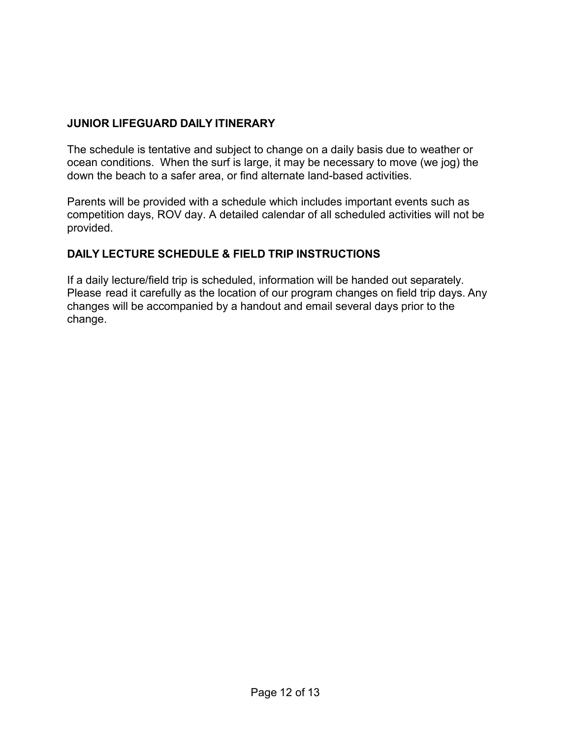## JUNIOR LIFEGUARD DAILY ITINERARY

The schedule is tentative and subject to change on a daily basis due to weather or ocean conditions. When the surf is large, it may be necessary to move (we jog) the down the beach to a safer area, or find alternate land-based activities.

Parents will be provided with a schedule which includes important events such as competition days, ROV day. A detailed calendar of all scheduled activities will not be provided.

## DAILY LECTURE SCHEDULE & FIELD TRIP INSTRUCTIONS

If a daily lecture/field trip is scheduled, information will be handed out separately. Please read it carefully as the location of our program changes on field trip days. Any changes will be accompanied by a handout and email several days prior to the change.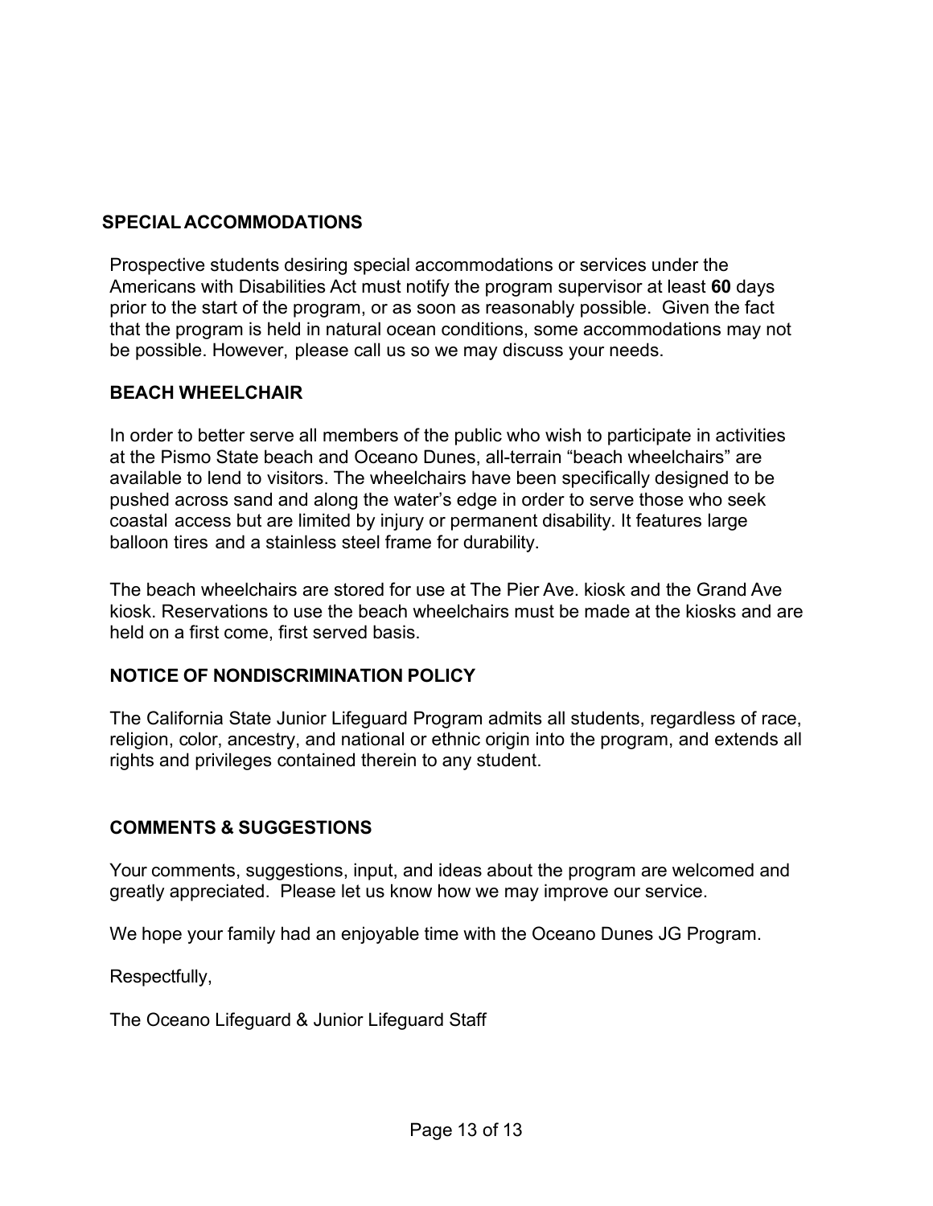## SPECIAL ACCOMMODATIONS

Prospective students desiring special accommodations or services under the Americans with Disabilities Act must notify the program supervisor at least **60** days prior to the start of the program, or as soon as reasonably possible. Given the fact that the program is held in natural ocean conditions, some accommodations may not be possible. However, please call us so we may discuss your needs.

## BEACH WHEELCHAIR

In order to better serve all members of the public who wish to participate in activities at the Pismo State beach and Oceano Dunes, all-terrain "beach wheelchairs" are available to lend to visitors. The wheelchairs have been specifically designed to be pushed across sand and along the water's edge in order to serve those who seek coastal access but are limited by injury or permanent disability. It features large balloon tires and a stainless steel frame for durability.

The beach wheelchairs are stored for use at The Pier Ave. kiosk and the Grand Ave kiosk. Reservations to use the beach wheelchairs must be made at the kiosks and are held on a first come, first served basis.

## NOTICE OF NONDISCRIMINATION POLICY

The California State Junior Lifeguard Program admits all students, regardless of race, religion, color, ancestry, and national or ethnic origin into the program, and extends all rights and privileges contained therein to any student.

## COMMENTS & SUGGESTIONS

Your comments, suggestions, input, and ideas about the program are welcomed and greatly appreciated. Please let us know how we may improve our service.

We hope your family had an enjoyable time with the Oceano Dunes JG Program.

Respectfully,

The Oceano Lifeguard & Junior Lifeguard Staff